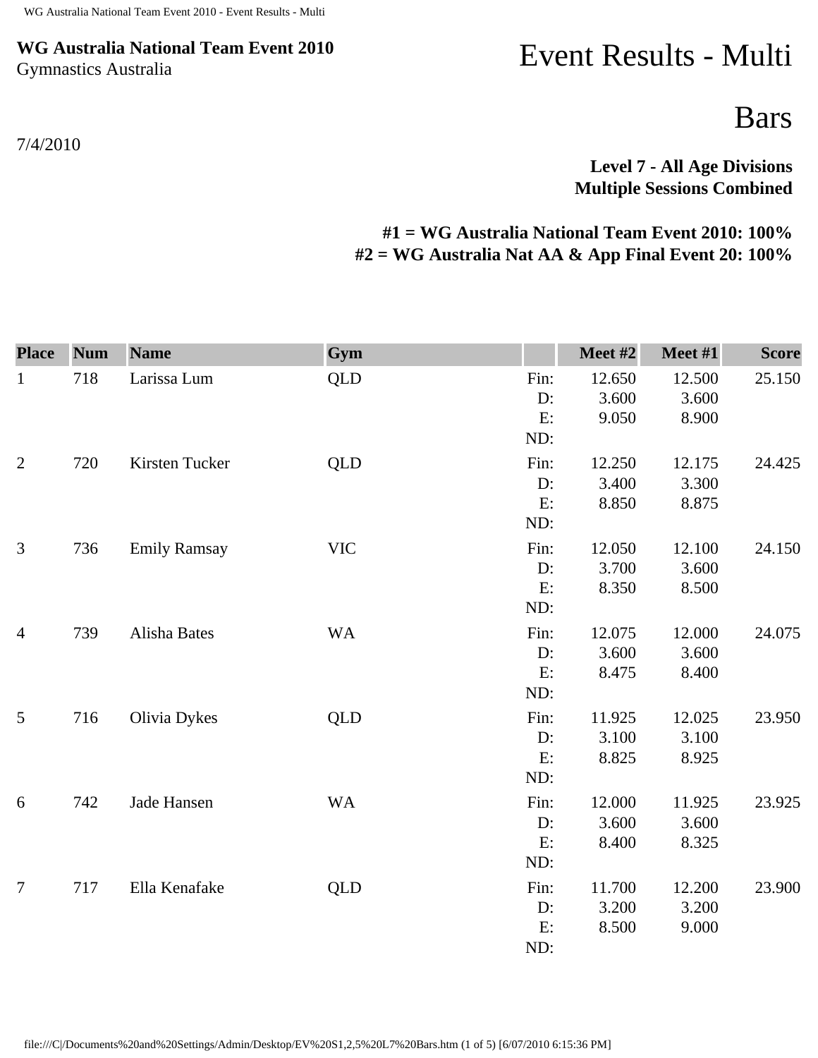**WG Australia National Team Event 2010**
Gymnastics Australia

# Event Results - Multi

# Bars

7/4/2010

**Level 7 - All Age Divisions**
**Multiple Sessions Combined**

**#1 = WG Australia National Team Event 2010: 100%**
**#2 = WG Australia Nat AA & App Final Event 20: 100%**

| Place | Num | Name | Gym | | Meet #2 | Meet #1 | Score |
|---|---|---|---|---|---|---|---|
| 1 | 718 | Larissa Lum | QLD | Fin: | 12.650 | 12.500 | 25.150 |
| | | | | D: | 3.600 | 3.600 | |
| | | | | E: | 9.050 | 8.900 | |
| | | | | ND: | | | |
| 2 | 720 | Kirsten Tucker | QLD | Fin: | 12.250 | 12.175 | 24.425 |
| | | | | D: | 3.400 | 3.300 | |
| | | | | E: | 8.850 | 8.875 | |
| | | | | ND: | | | |
| 3 | 736 | Emily Ramsay | VIC | Fin: | 12.050 | 12.100 | 24.150 |
| | | | | D: | 3.700 | 3.600 | |
| | | | | E: | 8.350 | 8.500 | |
| | | | | ND: | | | |
| 4 | 739 | Alisha Bates | WA | Fin: | 12.075 | 12.000 | 24.075 |
| | | | | D: | 3.600 | 3.600 | |
| | | | | E: | 8.475 | 8.400 | |
| | | | | ND: | | | |
| 5 | 716 | Olivia Dykes | QLD | Fin: | 11.925 | 12.025 | 23.950 |
| | | | | D: | 3.100 | 3.100 | |
| | | | | E: | 8.825 | 8.925 | |
| | | | | ND: | | | |
| 6 | 742 | Jade Hansen | WA | Fin: | 12.000 | 11.925 | 23.925 |
| | | | | D: | 3.600 | 3.600 | |
| | | | | E: | 8.400 | 8.325 | |
| | | | | ND: | | | |
| 7 | 717 | Ella Kenafake | QLD | Fin: | 11.700 | 12.200 | 23.900 |
| | | | | D: | 3.200 | 3.200 | |
| | | | | E: | 8.500 | 9.000 | |
| | | | | ND: | | | |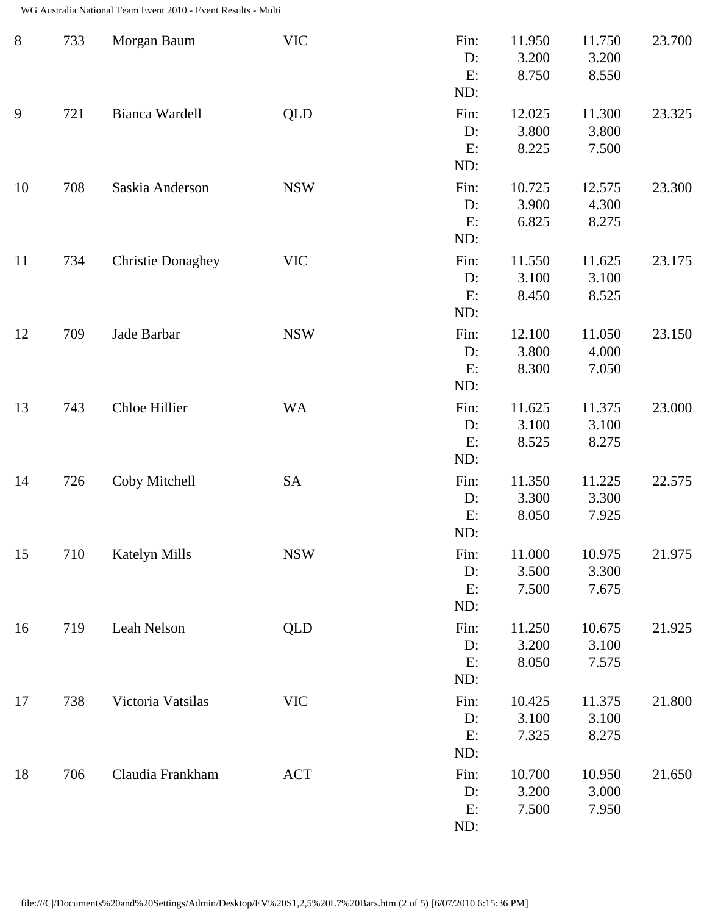| Rank | No. | Name | State | | Score 1 | Score 2 | Total |
|---|---|---|---|---|---|---|---|
| 8 | 733 | Morgan Baum | VIC | Fin: | 11.950 | 11.750 | 23.700 |
| | | | | D: | 3.200 | 3.200 | |
| | | | | E: | 8.750 | 8.550 | |
| | | | | ND: | | | |
| 9 | 721 | Bianca Wardell | QLD | Fin: | 12.025 | 11.300 | 23.325 |
| | | | | D: | 3.800 | 3.800 | |
| | | | | E: | 8.225 | 7.500 | |
| | | | | ND: | | | |
| 10 | 708 | Saskia Anderson | NSW | Fin: | 10.725 | 12.575 | 23.300 |
| | | | | D: | 3.900 | 4.300 | |
| | | | | E: | 6.825 | 8.275 | |
| | | | | ND: | | | |
| 11 | 734 | Christie Donaghey | VIC | Fin: | 11.550 | 11.625 | 23.175 |
| | | | | D: | 3.100 | 3.100 | |
| | | | | E: | 8.450 | 8.525 | |
| | | | | ND: | | | |
| 12 | 709 | Jade Barbar | NSW | Fin: | 12.100 | 11.050 | 23.150 |
| | | | | D: | 3.800 | 4.000 | |
| | | | | E: | 8.300 | 7.050 | |
| | | | | ND: | | | |
| 13 | 743 | Chloe Hillier | WA | Fin: | 11.625 | 11.375 | 23.000 |
| | | | | D: | 3.100 | 3.100 | |
| | | | | E: | 8.525 | 8.275 | |
| | | | | ND: | | | |
| 14 | 726 | Coby Mitchell | SA | Fin: | 11.350 | 11.225 | 22.575 |
| | | | | D: | 3.300 | 3.300 | |
| | | | | E: | 8.050 | 7.925 | |
| | | | | ND: | | | |
| 15 | 710 | Katelyn Mills | NSW | Fin: | 11.000 | 10.975 | 21.975 |
| | | | | D: | 3.500 | 3.300 | |
| | | | | E: | 7.500 | 7.675 | |
| | | | | ND: | | | |
| 16 | 719 | Leah Nelson | QLD | Fin: | 11.250 | 10.675 | 21.925 |
| | | | | D: | 3.200 | 3.100 | |
| | | | | E: | 8.050 | 7.575 | |
| | | | | ND: | | | |
| 17 | 738 | Victoria Vatsilas | VIC | Fin: | 10.425 | 11.375 | 21.800 |
| | | | | D: | 3.100 | 3.100 | |
| | | | | E: | 7.325 | 8.275 | |
| | | | | ND: | | | |
| 18 | 706 | Claudia Frankham | ACT | Fin: | 10.700 | 10.950 | 21.650 |
| | | | | D: | 3.200 | 3.000 | |
| | | | | E: | 7.500 | 7.950 | |
| | | | | ND: | | | |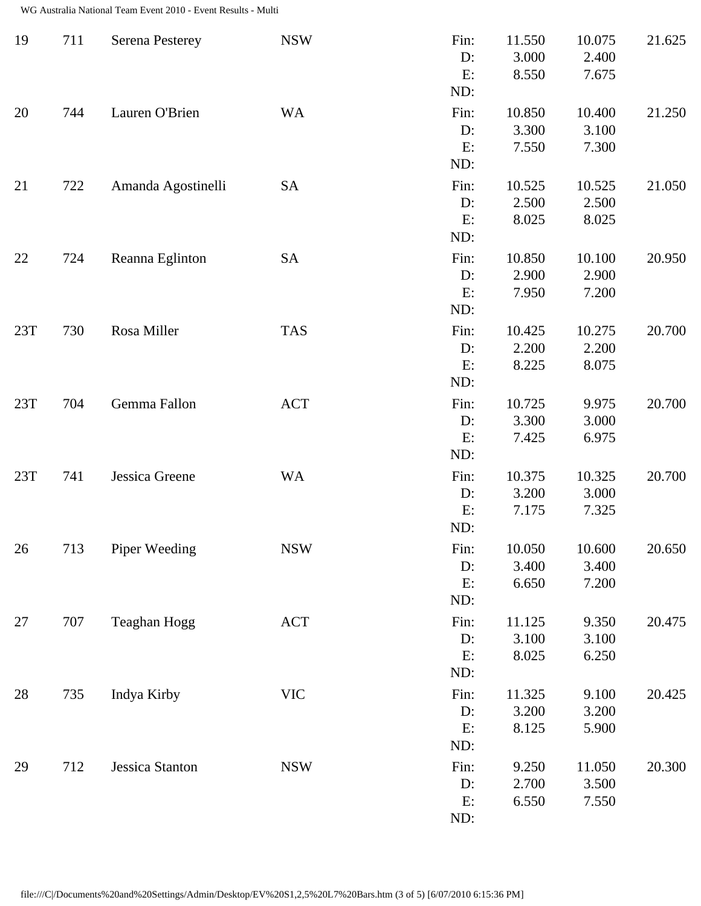| | | | | | | | |
|---|---|---|---|---|---|---|---|
| 19 | 711 | Serena Pesterey | NSW | Fin: | 11.550 | 10.075 | 21.625 |
| | | | | D: | 3.000 | 2.400 | |
| | | | | E: | 8.550 | 7.675 | |
| | | | | ND: | | | |
| 20 | 744 | Lauren O'Brien | WA | Fin: | 10.850 | 10.400 | 21.250 |
| | | | | D: | 3.300 | 3.100 | |
| | | | | E: | 7.550 | 7.300 | |
| | | | | ND: | | | |
| 21 | 722 | Amanda Agostinelli | SA | Fin: | 10.525 | 10.525 | 21.050 |
| | | | | D: | 2.500 | 2.500 | |
| | | | | E: | 8.025 | 8.025 | |
| | | | | ND: | | | |
| 22 | 724 | Reanna Eglinton | SA | Fin: | 10.850 | 10.100 | 20.950 |
| | | | | D: | 2.900 | 2.900 | |
| | | | | E: | 7.950 | 7.200 | |
| | | | | ND: | | | |
| 23T | 730 | Rosa Miller | TAS | Fin: | 10.425 | 10.275 | 20.700 |
| | | | | D: | 2.200 | 2.200 | |
| | | | | E: | 8.225 | 8.075 | |
| | | | | ND: | | | |
| 23T | 704 | Gemma Fallon | ACT | Fin: | 10.725 | 9.975 | 20.700 |
| | | | | D: | 3.300 | 3.000 | |
| | | | | E: | 7.425 | 6.975 | |
| | | | | ND: | | | |
| 23T | 741 | Jessica Greene | WA | Fin: | 10.375 | 10.325 | 20.700 |
| | | | | D: | 3.200 | 3.000 | |
| | | | | E: | 7.175 | 7.325 | |
| | | | | ND: | | | |
| 26 | 713 | Piper Weeding | NSW | Fin: | 10.050 | 10.600 | 20.650 |
| | | | | D: | 3.400 | 3.400 | |
| | | | | E: | 6.650 | 7.200 | |
| | | | | ND: | | | |
| 27 | 707 | Teaghan Hogg | ACT | Fin: | 11.125 | 9.350 | 20.475 |
| | | | | D: | 3.100 | 3.100 | |
| | | | | E: | 8.025 | 6.250 | |
| | | | | ND: | | | |
| 28 | 735 | Indya Kirby | VIC | Fin: | 11.325 | 9.100 | 20.425 |
| | | | | D: | 3.200 | 3.200 | |
| | | | | E: | 8.125 | 5.900 | |
| | | | | ND: | | | |
| 29 | 712 | Jessica Stanton | NSW | Fin: | 9.250 | 11.050 | 20.300 |
| | | | | D: | 2.700 | 3.500 | |
| | | | | E: | 6.550 | 7.550 | |
| | | | | ND: | | | |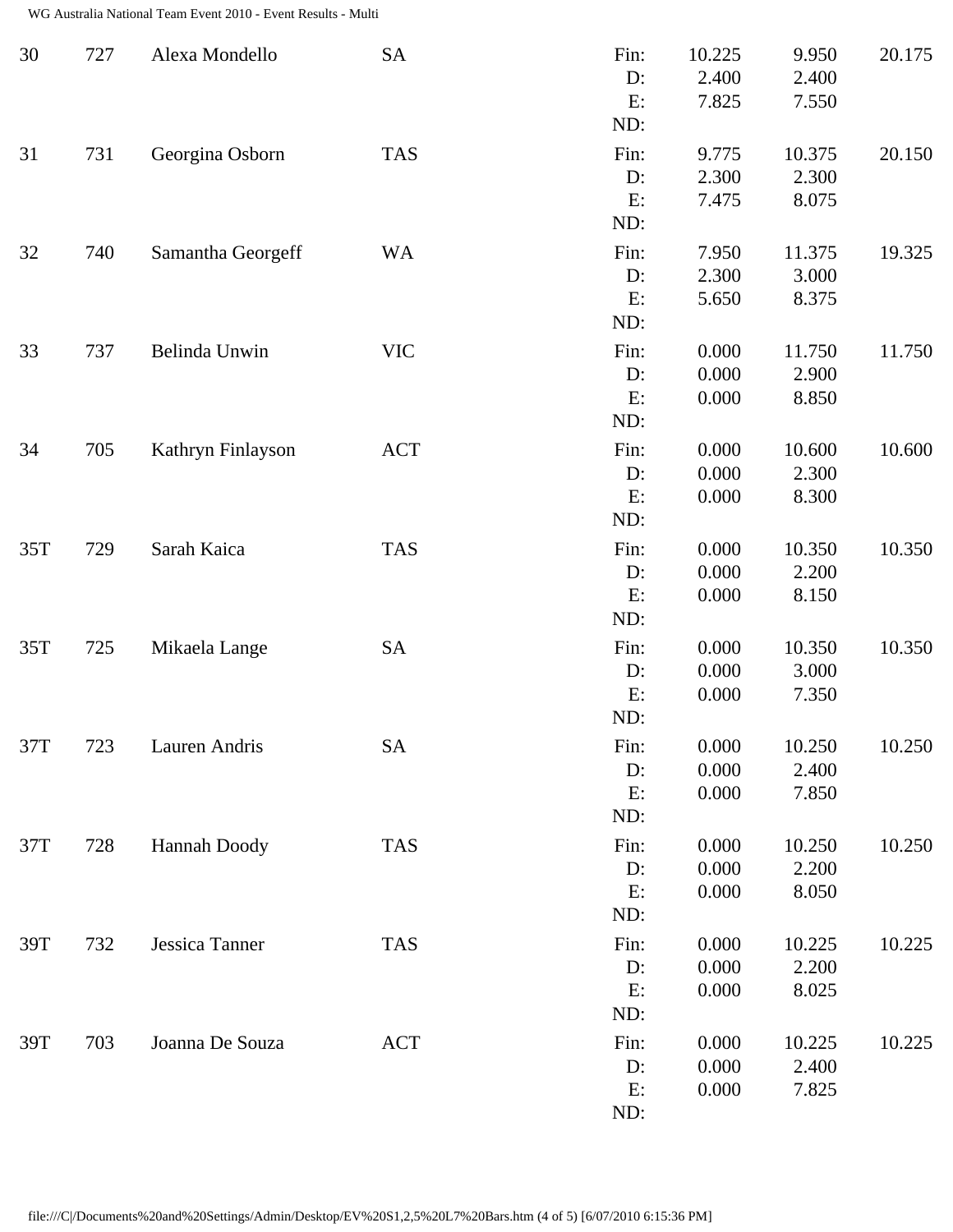| Rank | No. | Name | State | | Score 1 | Score 2 | Total |
|---|---|---|---|---|---|---|---|
| 30 | 727 | Alexa Mondello | SA | Fin: | 10.225 | 9.950 | 20.175 |
| | | | | D: | 2.400 | 2.400 | |
| | | | | E: | 7.825 | 7.550 | |
| | | | | ND: | | | |
| 31 | 731 | Georgina Osborn | TAS | Fin: | 9.775 | 10.375 | 20.150 |
| | | | | D: | 2.300 | 2.300 | |
| | | | | E: | 7.475 | 8.075 | |
| | | | | ND: | | | |
| 32 | 740 | Samantha Georgeff | WA | Fin: | 7.950 | 11.375 | 19.325 |
| | | | | D: | 2.300 | 3.000 | |
| | | | | E: | 5.650 | 8.375 | |
| | | | | ND: | | | |
| 33 | 737 | Belinda Unwin | VIC | Fin: | 0.000 | 11.750 | 11.750 |
| | | | | D: | 0.000 | 2.900 | |
| | | | | E: | 0.000 | 8.850 | |
| | | | | ND: | | | |
| 34 | 705 | Kathryn Finlayson | ACT | Fin: | 0.000 | 10.600 | 10.600 |
| | | | | D: | 0.000 | 2.300 | |
| | | | | E: | 0.000 | 8.300 | |
| | | | | ND: | | | |
| 35T | 729 | Sarah Kaica | TAS | Fin: | 0.000 | 10.350 | 10.350 |
| | | | | D: | 0.000 | 2.200 | |
| | | | | E: | 0.000 | 8.150 | |
| | | | | ND: | | | |
| 35T | 725 | Mikaela Lange | SA | Fin: | 0.000 | 10.350 | 10.350 |
| | | | | D: | 0.000 | 3.000 | |
| | | | | E: | 0.000 | 7.350 | |
| | | | | ND: | | | |
| 37T | 723 | Lauren Andris | SA | Fin: | 0.000 | 10.250 | 10.250 |
| | | | | D: | 0.000 | 2.400 | |
| | | | | E: | 0.000 | 7.850 | |
| | | | | ND: | | | |
| 37T | 728 | Hannah Doody | TAS | Fin: | 0.000 | 10.250 | 10.250 |
| | | | | D: | 0.000 | 2.200 | |
| | | | | E: | 0.000 | 8.050 | |
| | | | | ND: | | | |
| 39T | 732 | Jessica Tanner | TAS | Fin: | 0.000 | 10.225 | 10.225 |
| | | | | D: | 0.000 | 2.200 | |
| | | | | E: | 0.000 | 8.025 | |
| | | | | ND: | | | |
| 39T | 703 | Joanna De Souza | ACT | Fin: | 0.000 | 10.225 | 10.225 |
| | | | | D: | 0.000 | 2.400 | |
| | | | | E: | 0.000 | 7.825 | |
| | | | | ND: | | | |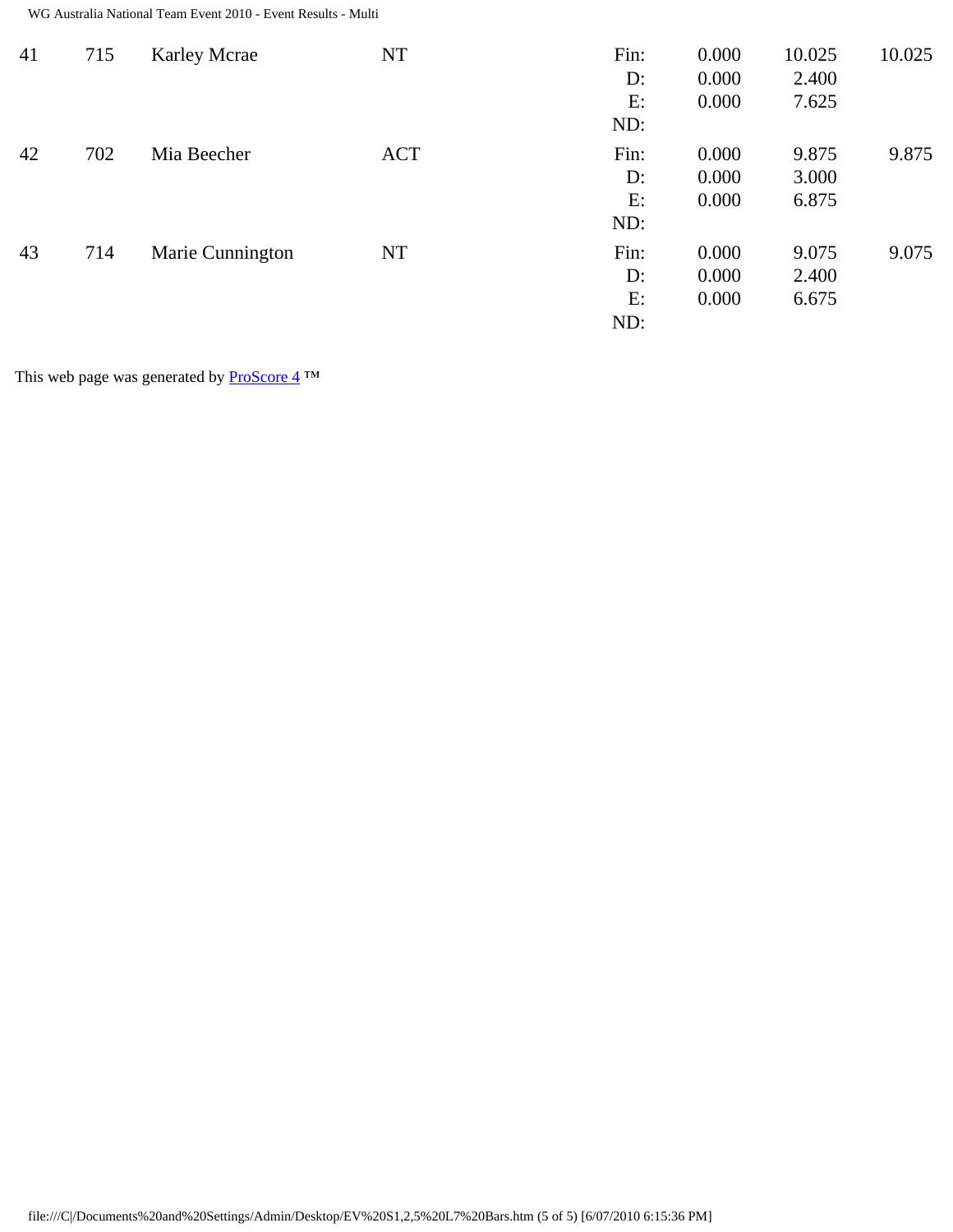| | | | | | | | |
|---|---|---|---|---|---|---|---|
| 41 | 715 | Karley Mcrae | NT | Fin: | 0.000 | 10.025 | 10.025 |
| | | | | D: | 0.000 | 2.400 | |
| | | | | E: | 0.000 | 7.625 | |
| | | | | ND: | | | |
| 42 | 702 | Mia Beecher | ACT | Fin: | 0.000 | 9.875 | 9.875 |
| | | | | D: | 0.000 | 3.000 | |
| | | | | E: | 0.000 | 6.875 | |
| | | | | ND: | | | |
| 43 | 714 | Marie Cunnington | NT | Fin: | 0.000 | 9.075 | 9.075 |
| | | | | D: | 0.000 | 2.400 | |
| | | | | E: | 0.000 | 6.675 | |
| | | | | ND: | | | |

This web page was generated by [ProScore 4](ProScore 4) ™